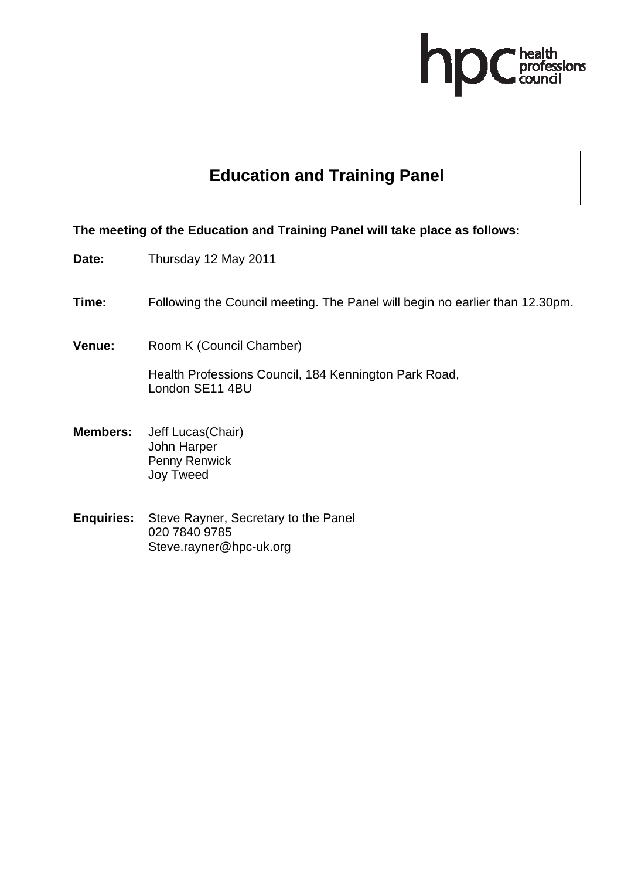hpc health professions council

# Education and Training Panel

**The meeting of the Education and Training Panel will take place as follows:**

**Date:** Thursday 12 May 2011

**Time:** Following the Council meeting. The Panel will begin no earlier than 12.30pm.

**Venue:** Room K (Council Chamber)

Health Professions Council, 184 Kennington Park Road,
London SE11 4BU

**Members:** Jeff Lucas(Chair)
John Harper
Penny Renwick
Joy Tweed

**Enquiries:** Steve Rayner, Secretary to the Panel
020 7840 9785
Steve.rayner@hpc-uk.org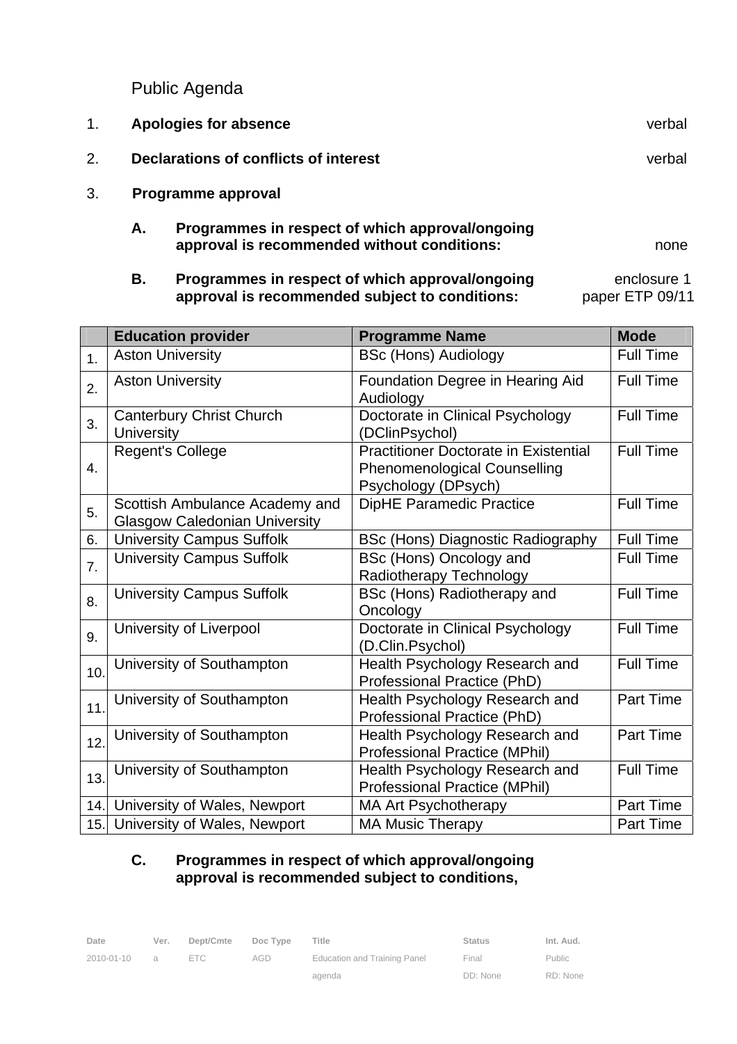Public Agenda

1. **Apologies for absence** verbal

2. **Declarations of conflicts of interest** verbal

3. **Programme approval**

   **A. Programmes in respect of which approval/ongoing approval is recommended without conditions:** none

   **B. Programmes in respect of which approval/ongoing approval is recommended subject to conditions:** enclosure 1 paper ETP 09/11

| | Education provider | Programme Name | Mode |
|---|---|---|---|
| 1. | Aston University | BSc (Hons) Audiology | Full Time |
| 2. | Aston University | Foundation Degree in Hearing Aid Audiology | Full Time |
| 3. | Canterbury Christ Church University | Doctorate in Clinical Psychology (DClinPsychol) | Full Time |
| 4. | Regent's College | Practitioner Doctorate in Existential Phenomenological Counselling Psychology (DPsych) | Full Time |
| 5. | Scottish Ambulance Academy and Glasgow Caledonian University | DipHE Paramedic Practice | Full Time |
| 6. | University Campus Suffolk | BSc (Hons) Diagnostic Radiography | Full Time |
| 7. | University Campus Suffolk | BSc (Hons) Oncology and Radiotherapy Technology | Full Time |
| 8. | University Campus Suffolk | BSc (Hons) Radiotherapy and Oncology | Full Time |
| 9. | University of Liverpool | Doctorate in Clinical Psychology (D.Clin.Psychol) | Full Time |
| 10. | University of Southampton | Health Psychology Research and Professional Practice (PhD) | Full Time |
| 11. | University of Southampton | Health Psychology Research and Professional Practice (PhD) | Part Time |
| 12. | University of Southampton | Health Psychology Research and Professional Practice (MPhil) | Part Time |
| 13. | University of Southampton | Health Psychology Research and Professional Practice (MPhil) | Full Time |
| 14. | University of Wales, Newport | MA Art Psychotherapy | Part Time |
| 15. | University of Wales, Newport | MA Music Therapy | Part Time |

   **C. Programmes in respect of which approval/ongoing approval is recommended subject to conditions,**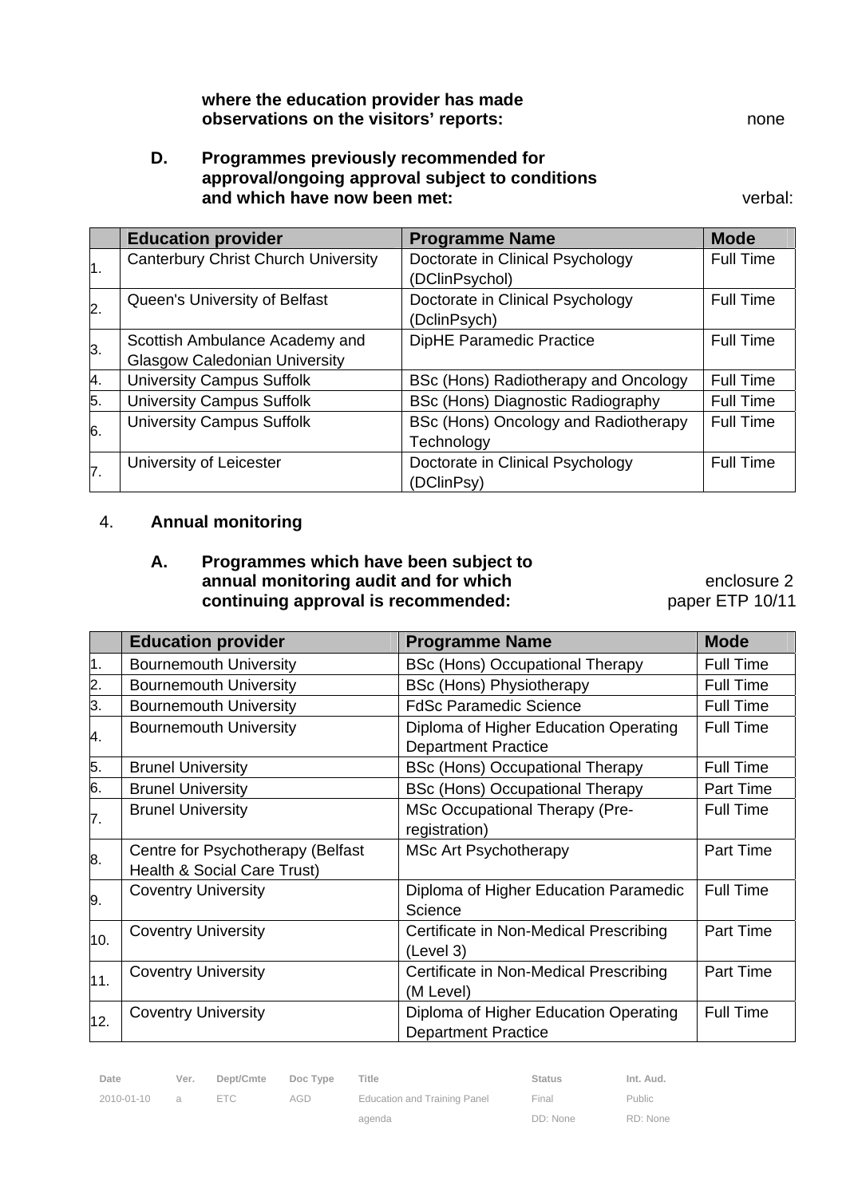**where the education provider has made observations on the visitors' reports:** none

**D. Programmes previously recommended for approval/ongoing approval subject to conditions and which have now been met:** verbal:

| | Education provider | Programme Name | Mode |
|---|---|---|---|
| 1. | Canterbury Christ Church University | Doctorate in Clinical Psychology (DClinPsychol) | Full Time |
| 2. | Queen's University of Belfast | Doctorate in Clinical Psychology (DclinPsych) | Full Time |
| 3. | Scottish Ambulance Academy and Glasgow Caledonian University | DipHE Paramedic Practice | Full Time |
| 4. | University Campus Suffolk | BSc (Hons) Radiotherapy and Oncology | Full Time |
| 5. | University Campus Suffolk | BSc (Hons) Diagnostic Radiography | Full Time |
| 6. | University Campus Suffolk | BSc (Hons) Oncology and Radiotherapy Technology | Full Time |
| 7. | University of Leicester | Doctorate in Clinical Psychology (DClinPsy) | Full Time |

4. **Annual monitoring**

**A. Programmes which have been subject to annual monitoring audit and for which continuing approval is recommended:** enclosure 2 paper ETP 10/11

| | Education provider | Programme Name | Mode |
|---|---|---|---|
| 1. | Bournemouth University | BSc (Hons) Occupational Therapy | Full Time |
| 2. | Bournemouth University | BSc (Hons) Physiotherapy | Full Time |
| 3. | Bournemouth University | FdSc Paramedic Science | Full Time |
| 4. | Bournemouth University | Diploma of Higher Education Operating Department Practice | Full Time |
| 5. | Brunel University | BSc (Hons) Occupational Therapy | Full Time |
| 6. | Brunel University | BSc (Hons) Occupational Therapy | Part Time |
| 7. | Brunel University | MSc Occupational Therapy (Pre-registration) | Full Time |
| 8. | Centre for Psychotherapy (Belfast Health & Social Care Trust) | MSc Art Psychotherapy | Part Time |
| 9. | Coventry University | Diploma of Higher Education Paramedic Science | Full Time |
| 10. | Coventry University | Certificate in Non-Medical Prescribing (Level 3) | Part Time |
| 11. | Coventry University | Certificate in Non-Medical Prescribing (M Level) | Part Time |
| 12. | Coventry University | Diploma of Higher Education Operating Department Practice | Full Time |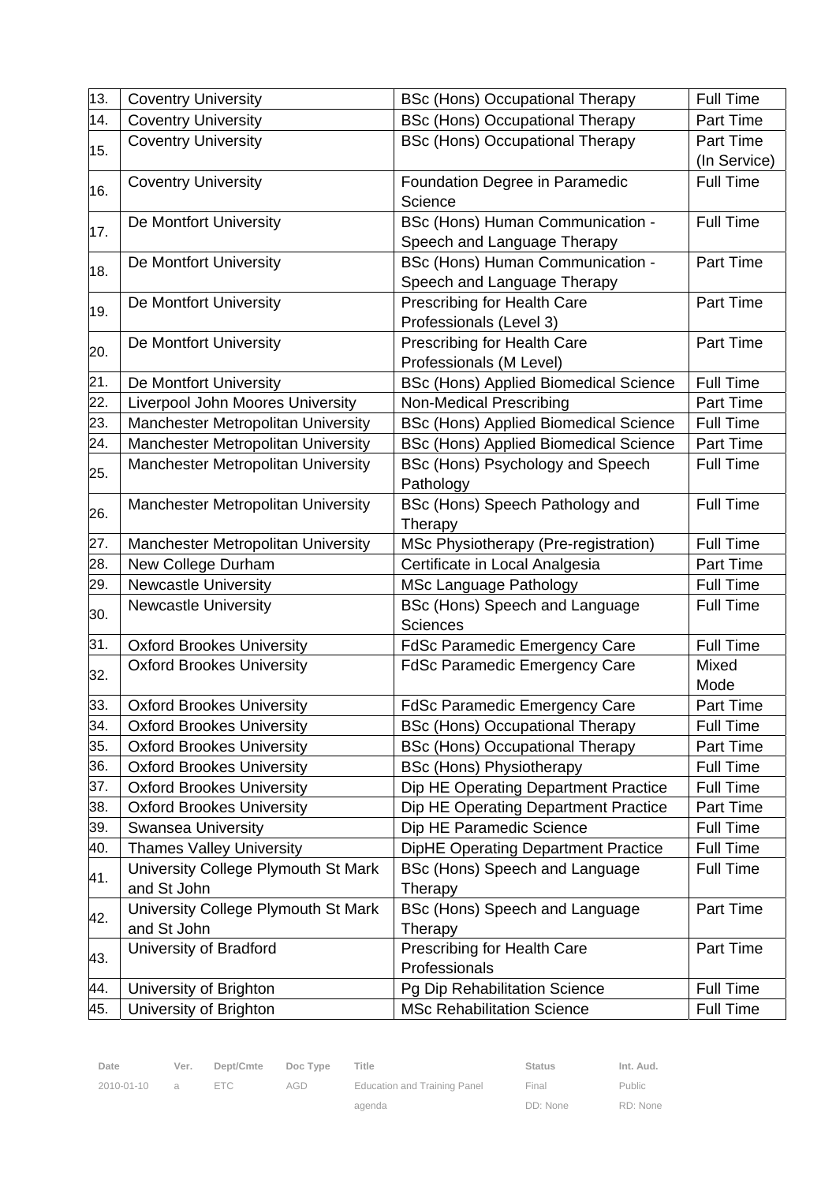| 13. | Coventry University | BSc (Hons) Occupational Therapy | Full Time |
|---|---|---|---|
| 14. | Coventry University | BSc (Hons) Occupational Therapy | Part Time |
| 15. | Coventry University | BSc (Hons) Occupational Therapy | Part Time (In Service) |
| 16. | Coventry University | Foundation Degree in Paramedic Science | Full Time |
| 17. | De Montfort University | BSc (Hons) Human Communication - Speech and Language Therapy | Full Time |
| 18. | De Montfort University | BSc (Hons) Human Communication - Speech and Language Therapy | Part Time |
| 19. | De Montfort University | Prescribing for Health Care Professionals (Level 3) | Part Time |
| 20. | De Montfort University | Prescribing for Health Care Professionals (M Level) | Part Time |
| 21. | De Montfort University | BSc (Hons) Applied Biomedical Science | Full Time |
| 22. | Liverpool John Moores University | Non-Medical Prescribing | Part Time |
| 23. | Manchester Metropolitan University | BSc (Hons) Applied Biomedical Science | Full Time |
| 24. | Manchester Metropolitan University | BSc (Hons) Applied Biomedical Science | Part Time |
| 25. | Manchester Metropolitan University | BSc (Hons) Psychology and Speech Pathology | Full Time |
| 26. | Manchester Metropolitan University | BSc (Hons) Speech Pathology and Therapy | Full Time |
| 27. | Manchester Metropolitan University | MSc Physiotherapy (Pre-registration) | Full Time |
| 28. | New College Durham | Certificate in Local Analgesia | Part Time |
| 29. | Newcastle University | MSc Language Pathology | Full Time |
| 30. | Newcastle University | BSc (Hons) Speech and Language Sciences | Full Time |
| 31. | Oxford Brookes University | FdSc Paramedic Emergency Care | Full Time |
| 32. | Oxford Brookes University | FdSc Paramedic Emergency Care | Mixed Mode |
| 33. | Oxford Brookes University | FdSc Paramedic Emergency Care | Part Time |
| 34. | Oxford Brookes University | BSc (Hons) Occupational Therapy | Full Time |
| 35. | Oxford Brookes University | BSc (Hons) Occupational Therapy | Part Time |
| 36. | Oxford Brookes University | BSc (Hons) Physiotherapy | Full Time |
| 37. | Oxford Brookes University | Dip HE Operating Department Practice | Full Time |
| 38. | Oxford Brookes University | Dip HE Operating Department Practice | Part Time |
| 39. | Swansea University | Dip HE Paramedic Science | Full Time |
| 40. | Thames Valley University | DipHE Operating Department Practice | Full Time |
| 41. | University College Plymouth St Mark and St John | BSc (Hons) Speech and Language Therapy | Full Time |
| 42. | University College Plymouth St Mark and St John | BSc (Hons) Speech and Language Therapy | Part Time |
| 43. | University of Bradford | Prescribing for Health Care Professionals | Part Time |
| 44. | University of Brighton | Pg Dip Rehabilitation Science | Full Time |
| 45. | University of Brighton | MSc Rehabilitation Science | Full Time |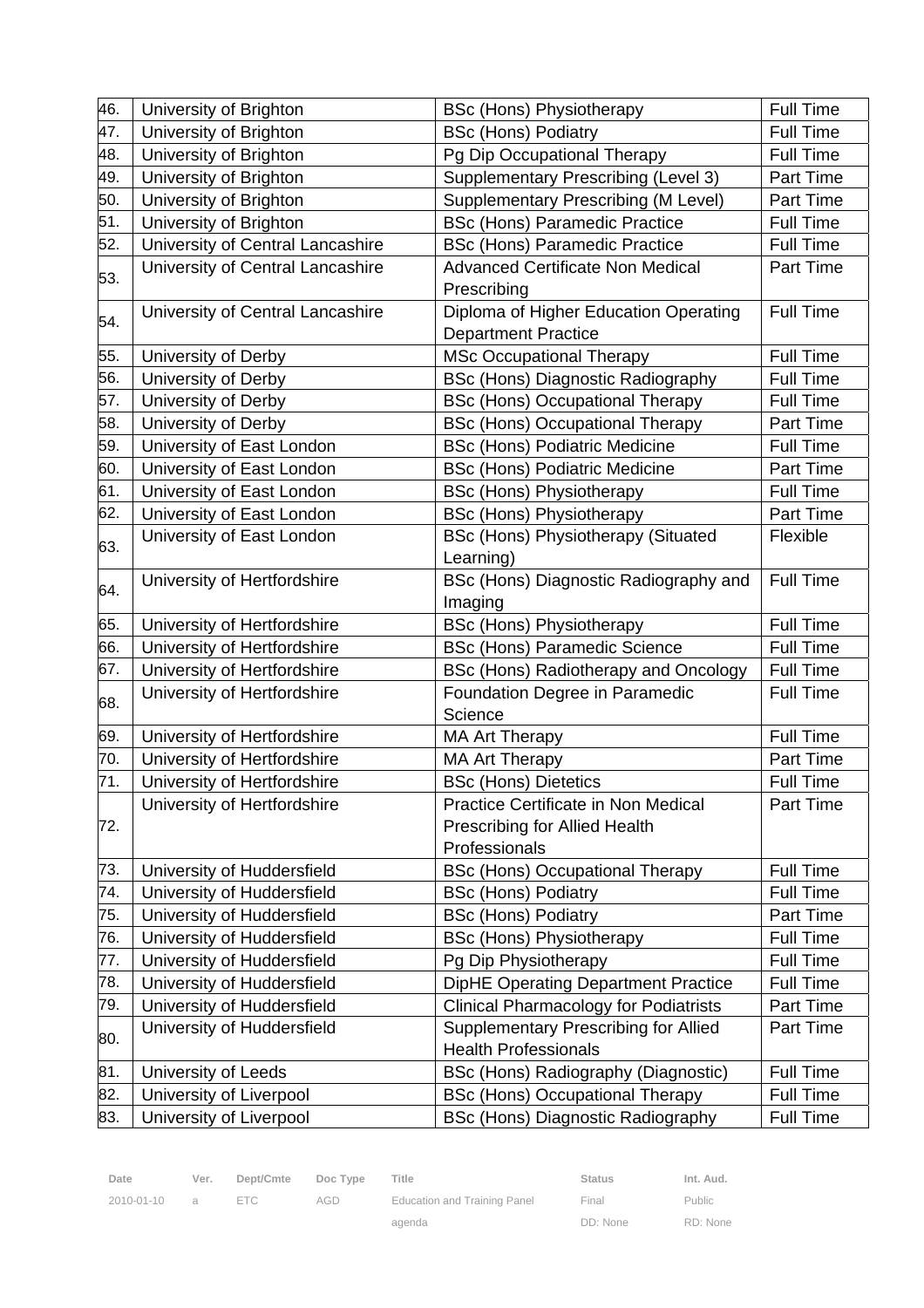| 46. | University of Brighton | BSc (Hons) Physiotherapy | Full Time |
|---|---|---|---|
| 47. | University of Brighton | BSc (Hons) Podiatry | Full Time |
| 48. | University of Brighton | Pg Dip Occupational Therapy | Full Time |
| 49. | University of Brighton | Supplementary Prescribing (Level 3) | Part Time |
| 50. | University of Brighton | Supplementary Prescribing (M Level) | Part Time |
| 51. | University of Brighton | BSc (Hons) Paramedic Practice | Full Time |
| 52. | University of Central Lancashire | BSc (Hons) Paramedic Practice | Full Time |
| 53. | University of Central Lancashire | Advanced Certificate Non Medical Prescribing | Part Time |
| 54. | University of Central Lancashire | Diploma of Higher Education Operating Department Practice | Full Time |
| 55. | University of Derby | MSc Occupational Therapy | Full Time |
| 56. | University of Derby | BSc (Hons) Diagnostic Radiography | Full Time |
| 57. | University of Derby | BSc (Hons) Occupational Therapy | Full Time |
| 58. | University of Derby | BSc (Hons) Occupational Therapy | Part Time |
| 59. | University of East London | BSc (Hons) Podiatric Medicine | Full Time |
| 60. | University of East London | BSc (Hons) Podiatric Medicine | Part Time |
| 61. | University of East London | BSc (Hons) Physiotherapy | Full Time |
| 62. | University of East London | BSc (Hons) Physiotherapy | Part Time |
| 63. | University of East London | BSc (Hons) Physiotherapy (Situated Learning) | Flexible |
| 64. | University of Hertfordshire | BSc (Hons) Diagnostic Radiography and Imaging | Full Time |
| 65. | University of Hertfordshire | BSc (Hons) Physiotherapy | Full Time |
| 66. | University of Hertfordshire | BSc (Hons) Paramedic Science | Full Time |
| 67. | University of Hertfordshire | BSc (Hons) Radiotherapy and Oncology | Full Time |
| 68. | University of Hertfordshire | Foundation Degree in Paramedic Science | Full Time |
| 69. | University of Hertfordshire | MA Art Therapy | Full Time |
| 70. | University of Hertfordshire | MA Art Therapy | Part Time |
| 71. | University of Hertfordshire | BSc (Hons) Dietetics | Full Time |
| 72. | University of Hertfordshire | Practice Certificate in Non Medical Prescribing for Allied Health Professionals | Part Time |
| 73. | University of Huddersfield | BSc (Hons) Occupational Therapy | Full Time |
| 74. | University of Huddersfield | BSc (Hons) Podiatry | Full Time |
| 75. | University of Huddersfield | BSc (Hons) Podiatry | Part Time |
| 76. | University of Huddersfield | BSc (Hons) Physiotherapy | Full Time |
| 77. | University of Huddersfield | Pg Dip Physiotherapy | Full Time |
| 78. | University of Huddersfield | DipHE Operating Department Practice | Full Time |
| 79. | University of Huddersfield | Clinical Pharmacology for Podiatrists | Part Time |
| 80. | University of Huddersfield | Supplementary Prescribing for Allied Health Professionals | Part Time |
| 81. | University of Leeds | BSc (Hons) Radiography (Diagnostic) | Full Time |
| 82. | University of Liverpool | BSc (Hons) Occupational Therapy | Full Time |
| 83. | University of Liverpool | BSc (Hons) Diagnostic Radiography | Full Time |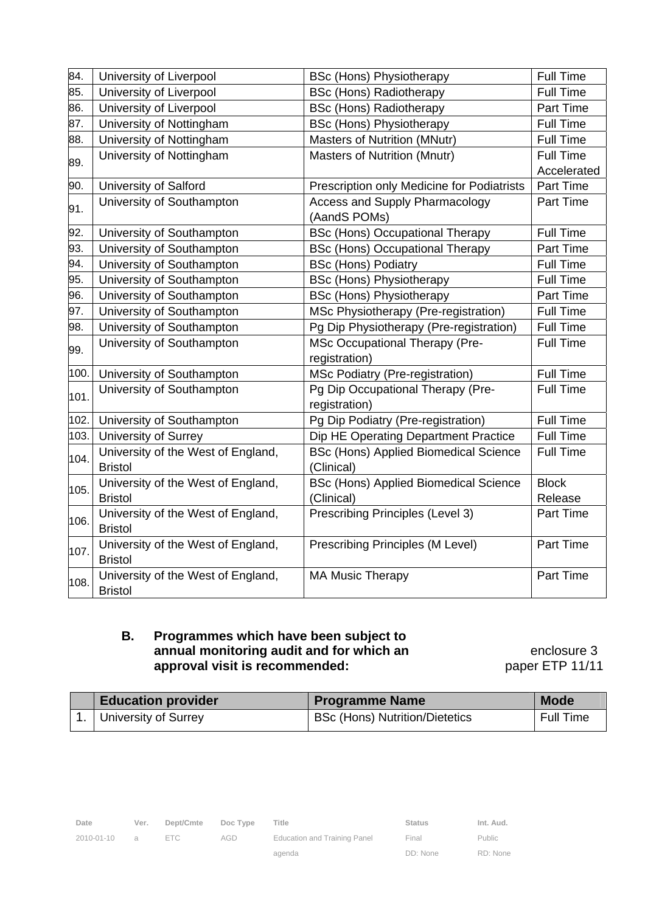| | | | |
|---|---|---|---|
| 84. | University of Liverpool | BSc (Hons) Physiotherapy | Full Time |
| 85. | University of Liverpool | BSc (Hons) Radiotherapy | Full Time |
| 86. | University of Liverpool | BSc (Hons) Radiotherapy | Part Time |
| 87. | University of Nottingham | BSc (Hons) Physiotherapy | Full Time |
| 88. | University of Nottingham | Masters of Nutrition (MNutr) | Full Time |
| 89. | University of Nottingham | Masters of Nutrition (Mnutr) | Full Time Accelerated |
| 90. | University of Salford | Prescription only Medicine for Podiatrists | Part Time |
| 91. | University of Southampton | Access and Supply Pharmacology (AandS POMs) | Part Time |
| 92. | University of Southampton | BSc (Hons) Occupational Therapy | Full Time |
| 93. | University of Southampton | BSc (Hons) Occupational Therapy | Part Time |
| 94. | University of Southampton | BSc (Hons) Podiatry | Full Time |
| 95. | University of Southampton | BSc (Hons) Physiotherapy | Full Time |
| 96. | University of Southampton | BSc (Hons) Physiotherapy | Part Time |
| 97. | University of Southampton | MSc Physiotherapy (Pre-registration) | Full Time |
| 98. | University of Southampton | Pg Dip Physiotherapy (Pre-registration) | Full Time |
| 99. | University of Southampton | MSc Occupational Therapy (Pre-registration) | Full Time |
| 100. | University of Southampton | MSc Podiatry (Pre-registration) | Full Time |
| 101. | University of Southampton | Pg Dip Occupational Therapy (Pre-registration) | Full Time |
| 102. | University of Southampton | Pg Dip Podiatry (Pre-registration) | Full Time |
| 103. | University of Surrey | Dip HE Operating Department Practice | Full Time |
| 104. | University of the West of England, Bristol | BSc (Hons) Applied Biomedical Science (Clinical) | Full Time |
| 105. | University of the West of England, Bristol | BSc (Hons) Applied Biomedical Science (Clinical) | Block Release |
| 106. | University of the West of England, Bristol | Prescribing Principles (Level 3) | Part Time |
| 107. | University of the West of England, Bristol | Prescribing Principles (M Level) | Part Time |
| 108. | University of the West of England, Bristol | MA Music Therapy | Part Time |

**B. Programmes which have been subject to annual monitoring audit and for which an approval visit is recommended:**

enclosure 3
paper ETP 11/11

| | Education provider | Programme Name | Mode |
|---|---|---|---|
| 1. | University of Surrey | BSc (Hons) Nutrition/Dietetics | Full Time |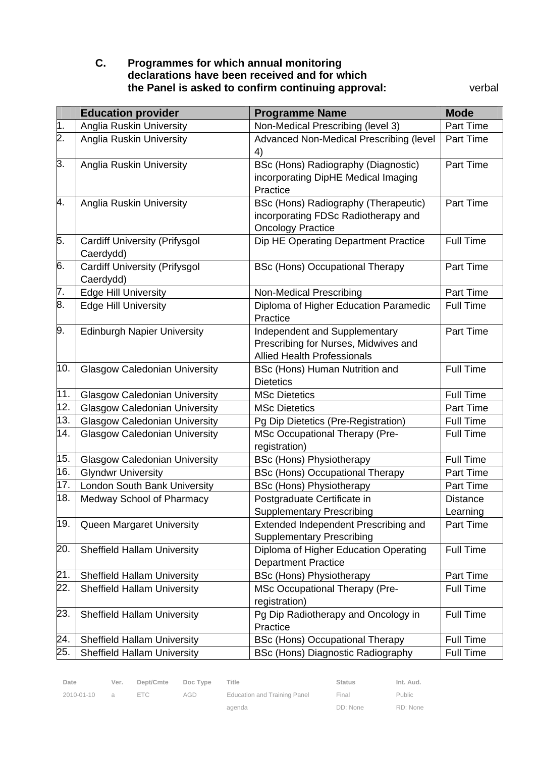**C. Programmes for which annual monitoring declarations have been received and for which the Panel is asked to confirm continuing approval:** verbal

| | Education provider | Programme Name | Mode |
|---|---|---|---|
| 1. | Anglia Ruskin University | Non-Medical Prescribing (level 3) | Part Time |
| 2. | Anglia Ruskin University | Advanced Non-Medical Prescribing (level 4) | Part Time |
| 3. | Anglia Ruskin University | BSc (Hons) Radiography (Diagnostic) incorporating DipHE Medical Imaging Practice | Part Time |
| 4. | Anglia Ruskin University | BSc (Hons) Radiography (Therapeutic) incorporating FDSc Radiotherapy and Oncology Practice | Part Time |
| 5. | Cardiff University (Prifysgol Caerdydd) | Dip HE Operating Department Practice | Full Time |
| 6. | Cardiff University (Prifysgol Caerdydd) | BSc (Hons) Occupational Therapy | Part Time |
| 7. | Edge Hill University | Non-Medical Prescribing | Part Time |
| 8. | Edge Hill University | Diploma of Higher Education Paramedic Practice | Full Time |
| 9. | Edinburgh Napier University | Independent and Supplementary Prescribing for Nurses, Midwives and Allied Health Professionals | Part Time |
| 10. | Glasgow Caledonian University | BSc (Hons) Human Nutrition and Dietetics | Full Time |
| 11. | Glasgow Caledonian University | MSc Dietetics | Full Time |
| 12. | Glasgow Caledonian University | MSc Dietetics | Part Time |
| 13. | Glasgow Caledonian University | Pg Dip Dietetics (Pre-Registration) | Full Time |
| 14. | Glasgow Caledonian University | MSc Occupational Therapy (Pre-registration) | Full Time |
| 15. | Glasgow Caledonian University | BSc (Hons) Physiotherapy | Full Time |
| 16. | Glyndwr University | BSc (Hons) Occupational Therapy | Part Time |
| 17. | London South Bank University | BSc (Hons) Physiotherapy | Part Time |
| 18. | Medway School of Pharmacy | Postgraduate Certificate in Supplementary Prescribing | Distance Learning |
| 19. | Queen Margaret University | Extended Independent Prescribing and Supplementary Prescribing | Part Time |
| 20. | Sheffield Hallam University | Diploma of Higher Education Operating Department Practice | Full Time |
| 21. | Sheffield Hallam University | BSc (Hons) Physiotherapy | Part Time |
| 22. | Sheffield Hallam University | MSc Occupational Therapy (Pre-registration) | Full Time |
| 23. | Sheffield Hallam University | Pg Dip Radiotherapy and Oncology in Practice | Full Time |
| 24. | Sheffield Hallam University | BSc (Hons) Occupational Therapy | Full Time |
| 25. | Sheffield Hallam University | BSc (Hons) Diagnostic Radiography | Full Time |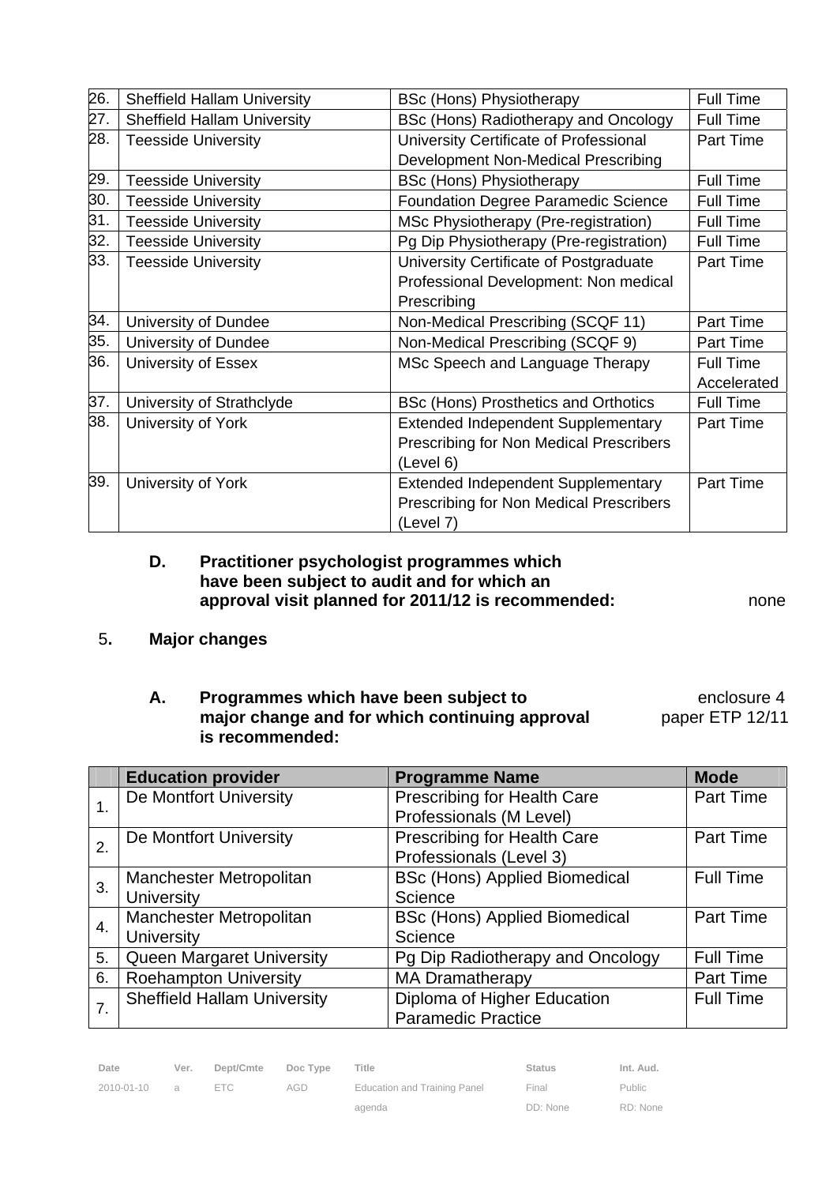| | | | |
|---|---|---|---|
| 26. | Sheffield Hallam University | BSc (Hons) Physiotherapy | Full Time |
| 27. | Sheffield Hallam University | BSc (Hons) Radiotherapy and Oncology | Full Time |
| 28. | Teesside University | University Certificate of Professional Development Non-Medical Prescribing | Part Time |
| 29. | Teesside University | BSc (Hons) Physiotherapy | Full Time |
| 30. | Teesside University | Foundation Degree Paramedic Science | Full Time |
| 31. | Teesside University | MSc Physiotherapy (Pre-registration) | Full Time |
| 32. | Teesside University | Pg Dip Physiotherapy (Pre-registration) | Full Time |
| 33. | Teesside University | University Certificate of Postgraduate Professional Development: Non medical Prescribing | Part Time |
| 34. | University of Dundee | Non-Medical Prescribing (SCQF 11) | Part Time |
| 35. | University of Dundee | Non-Medical Prescribing (SCQF 9) | Part Time |
| 36. | University of Essex | MSc Speech and Language Therapy | Full Time Accelerated |
| 37. | University of Strathclyde | BSc (Hons) Prosthetics and Orthotics | Full Time |
| 38. | University of York | Extended Independent Supplementary Prescribing for Non Medical Prescribers (Level 6) | Part Time |
| 39. | University of York | Extended Independent Supplementary Prescribing for Non Medical Prescribers (Level 7) | Part Time |

**D. Practitioner psychologist programmes which have been subject to audit and for which an approval visit planned for 2011/12 is recommended:** none

## 5. Major changes

**A. Programmes which have been subject to major change and for which continuing approval is recommended:** enclosure 4 paper ETP 12/11

| | Education provider | Programme Name | Mode |
|---|---|---|---|
| 1. | De Montfort University | Prescribing for Health Care Professionals (M Level) | Part Time |
| 2. | De Montfort University | Prescribing for Health Care Professionals (Level 3) | Part Time |
| 3. | Manchester Metropolitan University | BSc (Hons) Applied Biomedical Science | Full Time |
| 4. | Manchester Metropolitan University | BSc (Hons) Applied Biomedical Science | Part Time |
| 5. | Queen Margaret University | Pg Dip Radiotherapy and Oncology | Full Time |
| 6. | Roehampton University | MA Dramatherapy | Part Time |
| 7. | Sheffield Hallam University | Diploma of Higher Education Paramedic Practice | Full Time |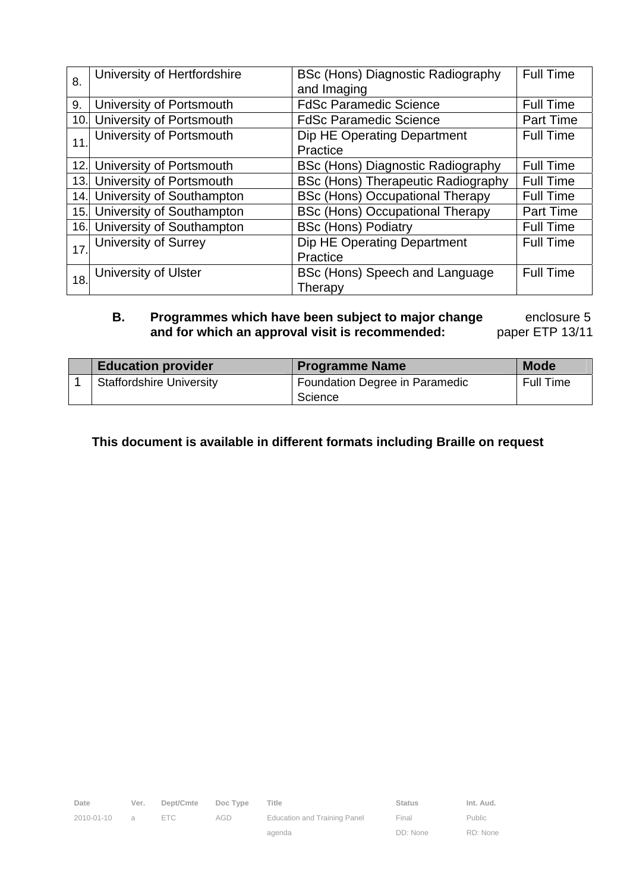| | | | |
|---|---|---|---|
| 8. | University of Hertfordshire | BSc (Hons) Diagnostic Radiography and Imaging | Full Time |
| 9. | University of Portsmouth | FdSc Paramedic Science | Full Time |
| 10. | University of Portsmouth | FdSc Paramedic Science | Part Time |
| 11. | University of Portsmouth | Dip HE Operating Department Practice | Full Time |
| 12. | University of Portsmouth | BSc (Hons) Diagnostic Radiography | Full Time |
| 13. | University of Portsmouth | BSc (Hons) Therapeutic Radiography | Full Time |
| 14. | University of Southampton | BSc (Hons) Occupational Therapy | Full Time |
| 15. | University of Southampton | BSc (Hons) Occupational Therapy | Part Time |
| 16. | University of Southampton | BSc (Hons) Podiatry | Full Time |
| 17. | University of Surrey | Dip HE Operating Department Practice | Full Time |
| 18. | University of Ulster | BSc (Hons) Speech and Language Therapy | Full Time |

**B. Programmes which have been subject to major change and for which an approval visit is recommended:** enclosure 5 paper ETP 13/11

| | Education provider | Programme Name | Mode |
|---|---|---|---|
| 1 | Staffordshire University | Foundation Degree in Paramedic Science | Full Time |

**This document is available in different formats including Braille on request**

| Date | Ver. | Dept/Cmte | Doc Type | Title | Status | Int. Aud. |
|---|---|---|---|---|---|---|
| 2010-01-10 | a | ETC | AGD | Education and Training Panel agenda | Final<br>DD: None | Public<br>RD: None |